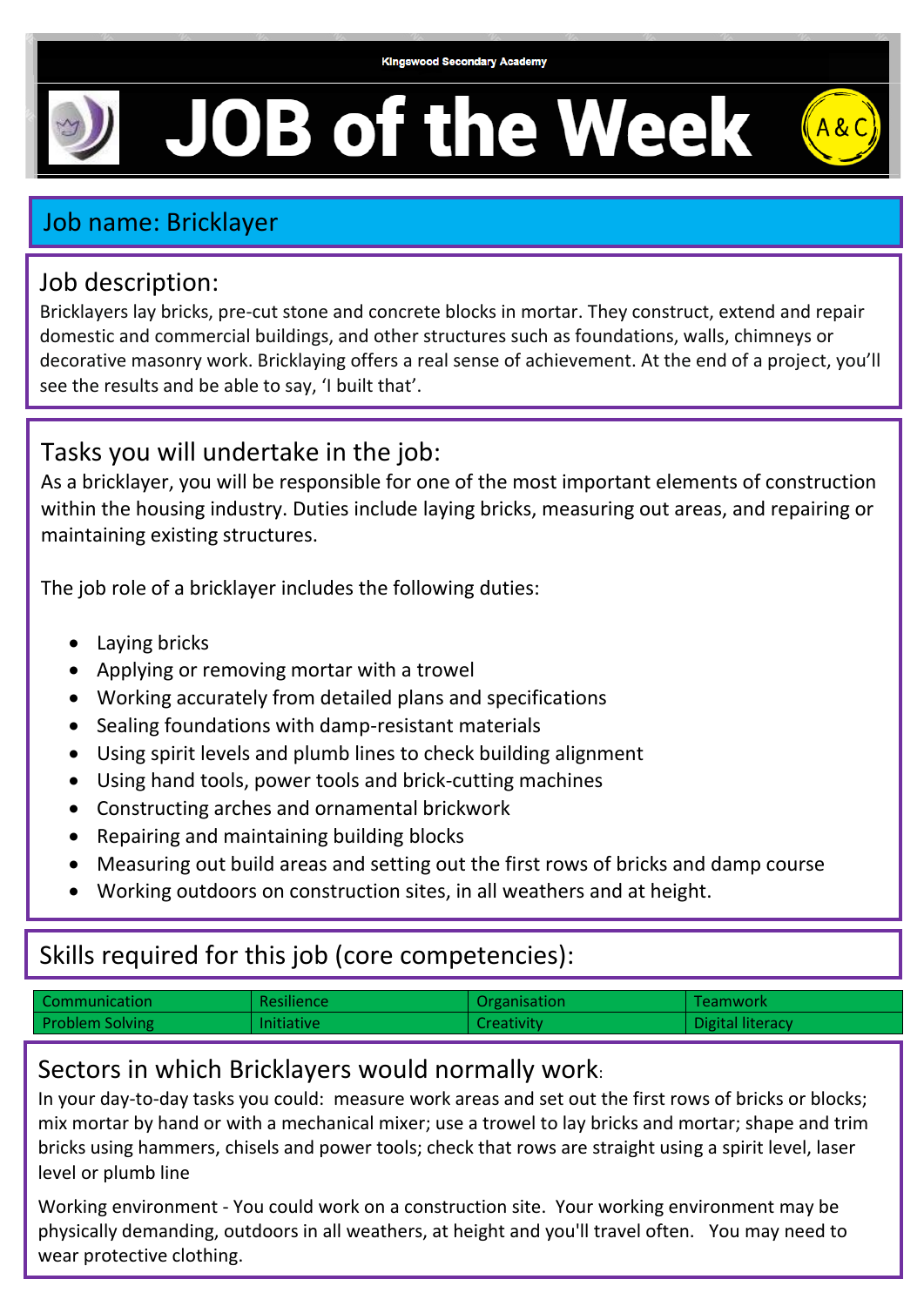Kingswood Secondary Academy

# JOB of the Week

A & C

## Job name: Bricklayer

## Job description:

Bricklayers lay bricks, pre-cut stone and concrete blocks in mortar. They construct, extend and repair domestic and commercial buildings, and other structures such as foundations, walls, chimneys or decorative masonry work. Bricklaying offers a real sense of achievement. At the end of a project, you'll see the results and be able to say, 'I built that'.

## Tasks you will undertake in the job:

As a bricklayer, you will be responsible for one of the most important elements of construction within the housing industry. Duties include laying bricks, measuring out areas, and repairing or maintaining existing structures.

The job role of a bricklayer includes the following duties:

- Laying bricks
- Applying or removing mortar with a trowel
- Working accurately from detailed plans and specifications
- Sealing foundations with damp-resistant materials
- Using spirit levels and plumb lines to check building alignment
- Using hand tools, power tools and brick-cutting machines
- Constructing arches and ornamental brickwork
- Repairing and maintaining building blocks
- Measuring out build areas and setting out the first rows of bricks and damp course
- Working outdoors on construction sites, in all weathers and at height.

## Skills required for this job (core competencies):

| | | | |
|---|---|---|---|
| Communication | Resilience | Organisation | Teamwork |
| Problem Solving | Initiative | Creativity | Digital literacy |

## Sectors in which Bricklayers would normally work:

In your day-to-day tasks you could: measure work areas and set out the first rows of bricks or blocks; mix mortar by hand or with a mechanical mixer; use a trowel to lay bricks and mortar; shape and trim bricks using hammers, chisels and power tools; check that rows are straight using a spirit level, laser level or plumb line

Working environment - You could work on a construction site. Your working environment may be physically demanding, outdoors in all weathers, at height and you'll travel often. You may need to wear protective clothing.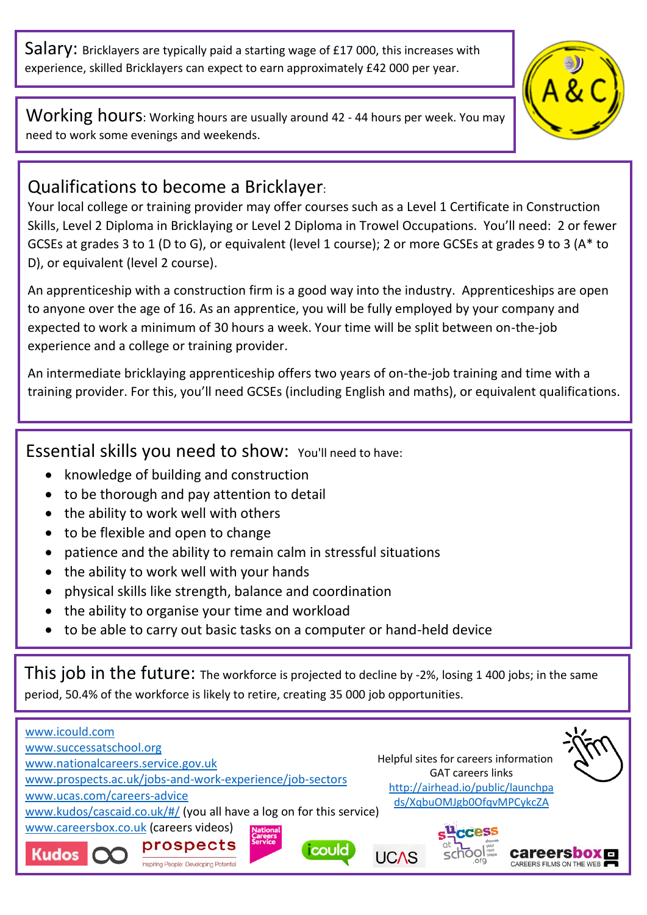**Salary:** Bricklayers are typically paid a starting wage of £17 000, this increases with experience, skilled Bricklayers can expect to earn approximately £42 000 per year.

**Working hours**: Working hours are usually around 42 - 44 hours per week. You may need to work some evenings and weekends.

## Qualifications to become a Bricklayer:

Your local college or training provider may offer courses such as a Level 1 Certificate in Construction Skills, Level 2 Diploma in Bricklaying or Level 2 Diploma in Trowel Occupations. You'll need: 2 or fewer GCSEs at grades 3 to 1 (D to G), or equivalent (level 1 course); 2 or more GCSEs at grades 9 to 3 (A* to D), or equivalent (level 2 course).

An apprenticeship with a construction firm is a good way into the industry. Apprenticeships are open to anyone over the age of 16. As an apprentice, you will be fully employed by your company and expected to work a minimum of 30 hours a week. Your time will be split between on-the-job experience and a college or training provider.

An intermediate bricklaying apprenticeship offers two years of on-the-job training and time with a training provider. For this, you'll need GCSEs (including English and maths), or equivalent qualifications.

## Essential skills you need to show:

You'll need to have:

- knowledge of building and construction
- to be thorough and pay attention to detail
- the ability to work well with others
- to be flexible and open to change
- patience and the ability to remain calm in stressful situations
- the ability to work well with your hands
- physical skills like strength, balance and coordination
- the ability to organise your time and workload
- to be able to carry out basic tasks on a computer or hand-held device

**This job in the future:** The workforce is projected to decline by -2%, losing 1 400 jobs; in the same period, 50.4% of the workforce is likely to retire, creating 35 000 job opportunities.

www.icould.com
www.successatschool.org
www.nationalcareers.service.gov.uk
www.prospects.ac.uk/jobs-and-work-experience/job-sectors
www.ucas.com/careers-advice
www.kudos/cascaid.co.uk/#/ (you all have a log on for this service)
www.careersbox.co.uk (careers videos)

Helpful sites for careers information
GAT careers links
http://airhead.io/public/launchpads/XqbuOMJgb0OfqvMPCykcZA